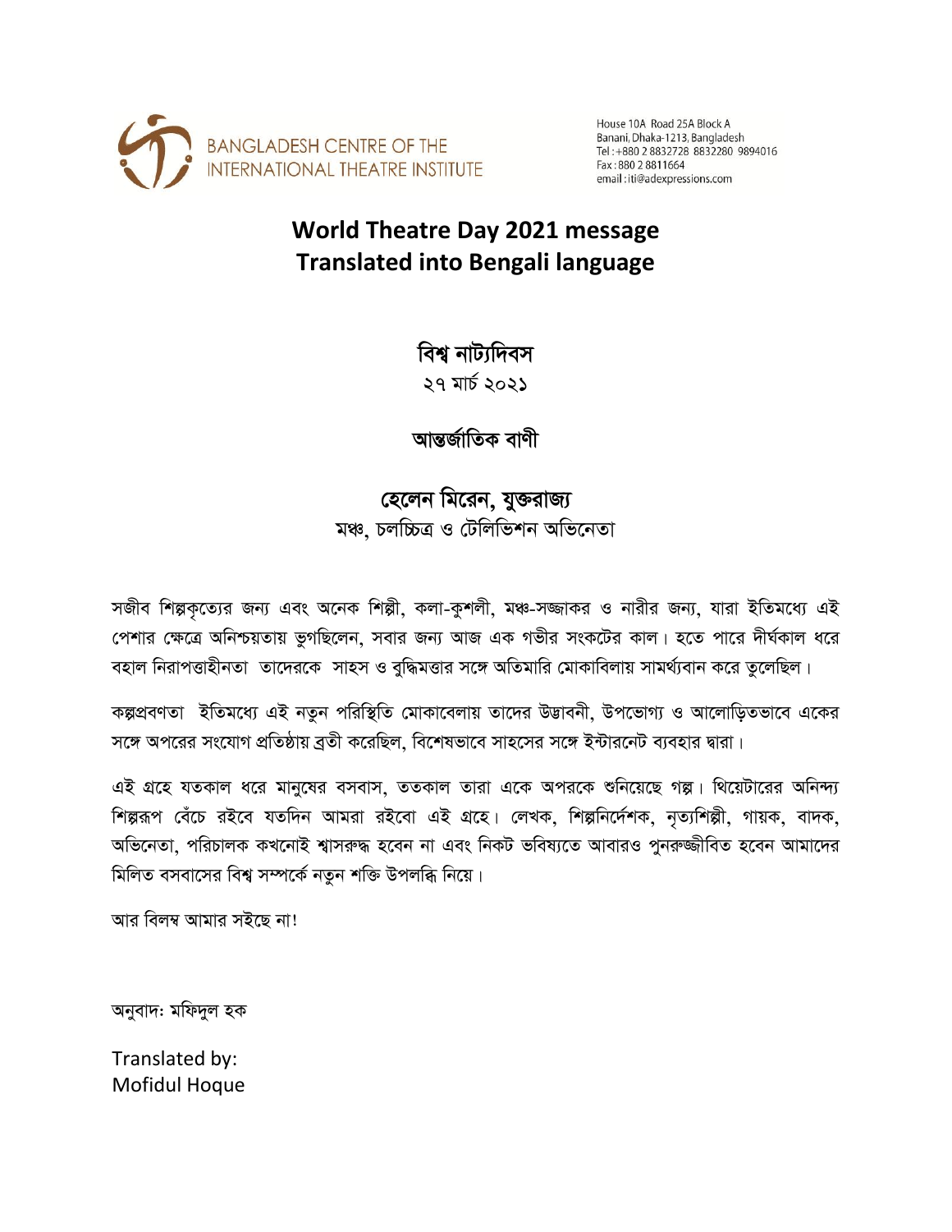BANGLADESH CENTRE OF THE INTERNATIONAL THEATRE INSTITUTE

House 10A Road 25A Block A
Banani, Dhaka-1213, Bangladesh
Tel : +880 2 8832728 8832280 9894016
Fax : 880 2 8811664
email : iti@adexpressions.com

# World Theatre Day 2021 message
# Translated into Bengali language

## বিশ্ব নাট্যদিবস

২৭ মার্চ ২০২১

## আন্তর্জাতিক বাণী

## হেলেন মিরেন, যুক্তরাজ্য

মঞ্চ, চলচ্চিত্র ও টেলিভিশন অভিনেতা

সজীব শিল্পকৃত্যের জন্য এবং অনেক শিল্পী, কলা-কুশলী, মঞ্চ-সজ্জাকর ও নারীর জন্য, যারা ইতিমধ্যে এই পেশার ক্ষেত্রে অনিশ্চয়তায় ভুগছিলেন, সবার জন্য আজ এক গভীর সংকটের কাল। হতে পারে দীর্ঘকাল ধরে বহাল নিরাপত্তাহীনতা তাদেরকে সাহস ও বুদ্ধিমত্তার সঙ্গে অতিমারি মোকাবিলায় সামর্থ্যবান করে তুলেছিল।

কল্পপ্রবণতা ইতিমধ্যে এই নতুন পরিস্থিতি মোকাবেলায় তাদের উদ্ভাবনী, উপভোগ্য ও আলোড়িতভাবে একের সঙ্গে অপরের সংযোগ প্রতিষ্ঠায় ব্রতী করেছিল, বিশেষভাবে সাহসের সঙ্গে ইন্টারনেট ব্যবহার দ্বারা।

এই গ্রহে যতকাল ধরে মানুষের বসবাস, ততকাল তারা একে অপরকে শুনিয়েছে গল্প। থিয়েটারের অনিন্দ্য শিল্পরূপ বেঁচে রইবে যতদিন আমরা রইবো এই গ্রহে। লেখক, শিল্পনির্দেশক, নৃত্যশিল্পী, গায়ক, বাদক, অভিনেতা, পরিচালক কখনোই শ্বাসরুদ্ধ হবেন না এবং নিকট ভবিষ্যতে আবারও পুনরুজ্জীবিত হবেন আমাদের মিলিত বসবাসের বিশ্ব সম্পর্কে নতুন শক্তি উপলব্ধি নিয়ে।

আর বিলম্ব আমার সইছে না!

অনুবাদঃ মফিদুল হক

Translated by:
Mofidul Hoque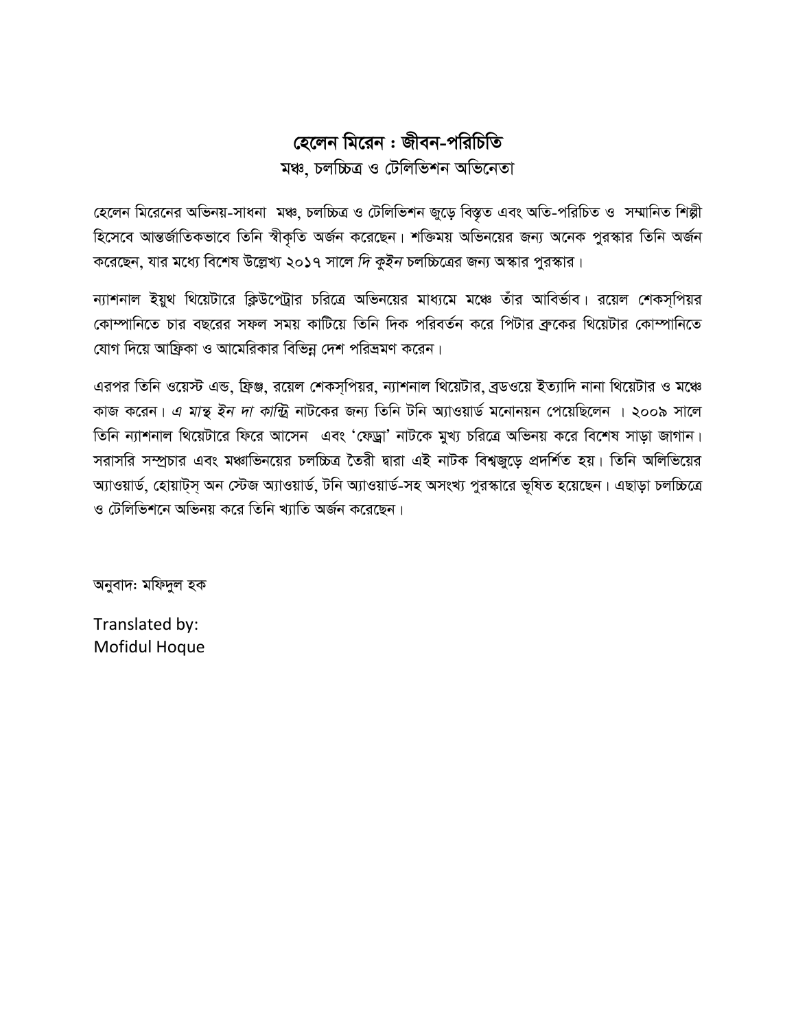# হেলেন মিরেন : জীবন-পরিচিতি

মঞ্চ, চলচ্চিত্র ও টেলিভিশন অভিনেতা

হেলেন মিরেনের অভিনয়-সাধনা মঞ্চ, চলচ্চিত্র ও টেলিভিশন জুড়ে বিস্তৃত এবং অতি-পরিচিত ও সম্মানিত শিল্পী হিসেবে আন্তর্জাতিকভাবে তিনি স্বীকৃতি অর্জন করেছেন। শক্তিময় অভিনয়ের জন্য অনেক পুরস্কার তিনি অর্জন করেছেন, যার মধ্যে বিশেষ উল্লেখ্য ২০১৭ সালে *দি কুইন* চলচ্চিত্রের জন্য অস্কার পুরস্কার।

ন্যাশনাল ইয়ুথ থিয়েটারে ক্লিউপেট্রার চরিত্রে অভিনয়ের মাধ্যমে মঞ্চে তাঁর আবির্ভাব। রয়েল শেকস্‌পিয়র কোম্পানিতে চার বছরের সফল সময় কাটিয়ে তিনি দিক পরিবর্তন করে পিটার ব্রুকের থিয়েটার কোম্পানিতে যোগ দিয়ে আফ্রিকা ও আমেরিকার বিভিন্ন দেশ পরিভ্রমণ করেন।

এরপর তিনি ওয়েস্ট এন্ড, ফ্রিঞ্জ, রয়েল শেকস্‌পিয়র, ন্যাশনাল থিয়েটার, ব্রডওয়ে ইত্যাদি নানা থিয়েটার ও মঞ্চে কাজ করেন। *এ মান্থ ইন দা কান্ট্রি* নাটকের জন্য তিনি টনি অ্যাওয়ার্ড মনোনয়ন পেয়েছিলেন । ২০০৯ সালে তিনি ন্যাশনাল থিয়েটারে ফিরে আসেন এবং 'ফেড্রা' নাটকে মুখ্য চরিত্রে অভিনয় করে বিশেষ সাড়া জাগান। সরাসরি সম্প্রচার এবং মঞ্চাভিনয়ের চলচ্চিত্র তৈরী দ্বারা এই নাটক বিশ্বজুড়ে প্রদর্শিত হয়। তিনি অলিভিয়ের অ্যাওয়ার্ড, হোয়াট্‌স্ অন স্টেজ অ্যাওয়ার্ড, টনি অ্যাওয়ার্ড-সহ অসংখ্য পুরস্কারে ভূষিত হয়েছেন। এছাড়া চলচ্চিত্রে ও টেলিভিশনে অভিনয় করে তিনি খ্যাতি অর্জন করেছেন।

অনুবাদ: মফিদুল হক

Translated by:
Mofidul Hoque